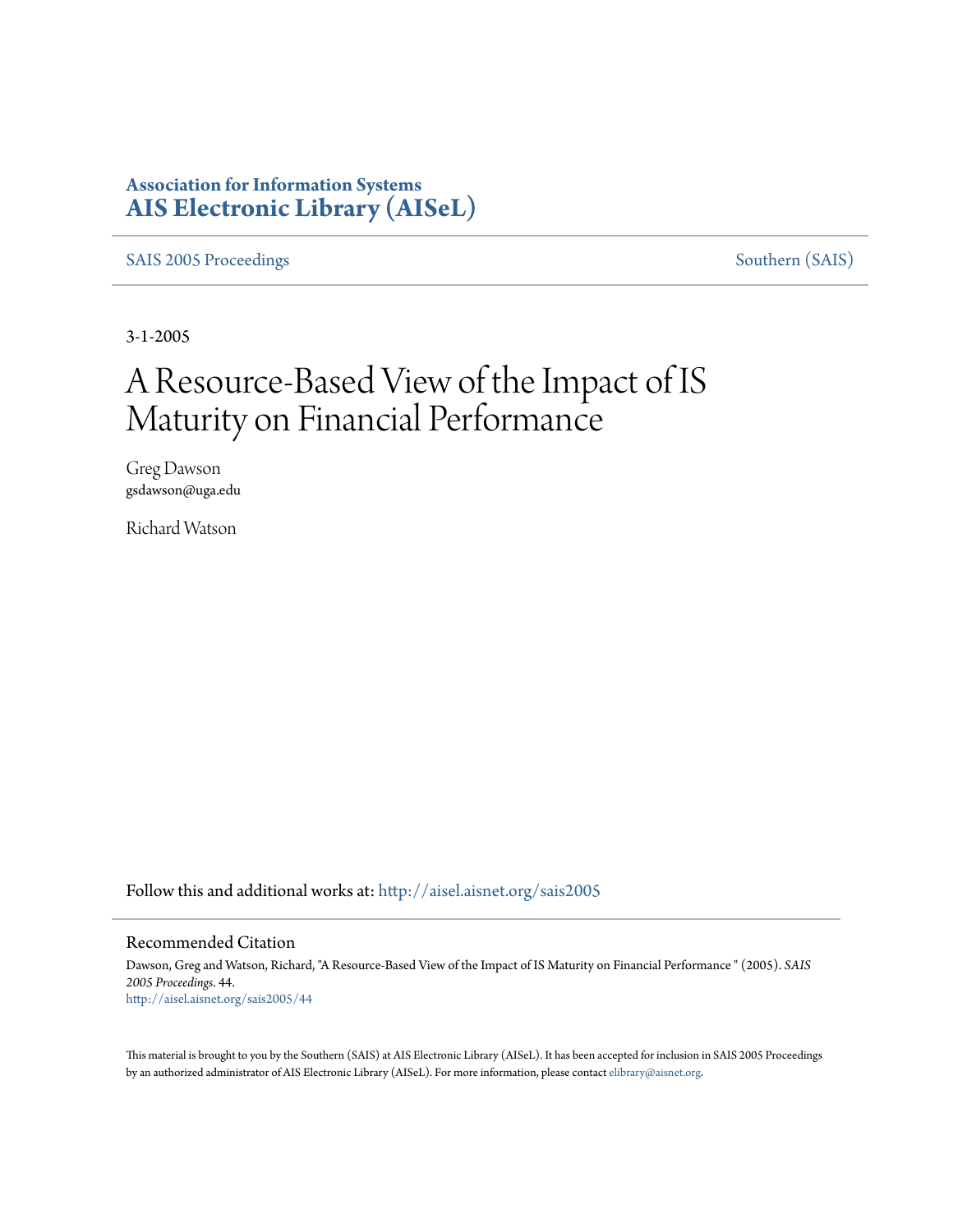**Association for Information Systems**
**AIS Electronic Library (AISeL)**

SAIS 2005 Proceedings — Southern (SAIS)

3-1-2005

# A Resource-Based View of the Impact of IS Maturity on Financial Performance

Greg Dawson
gsdawson@uga.edu

Richard Watson

Follow this and additional works at: http://aisel.aisnet.org/sais2005

## Recommended Citation

Dawson, Greg and Watson, Richard, "A Resource-Based View of the Impact of IS Maturity on Financial Performance " (2005). *SAIS 2005 Proceedings*. 44.
http://aisel.aisnet.org/sais2005/44

This material is brought to you by the Southern (SAIS) at AIS Electronic Library (AISeL). It has been accepted for inclusion in SAIS 2005 Proceedings by an authorized administrator of AIS Electronic Library (AISeL). For more information, please contact elibrary@aisnet.org.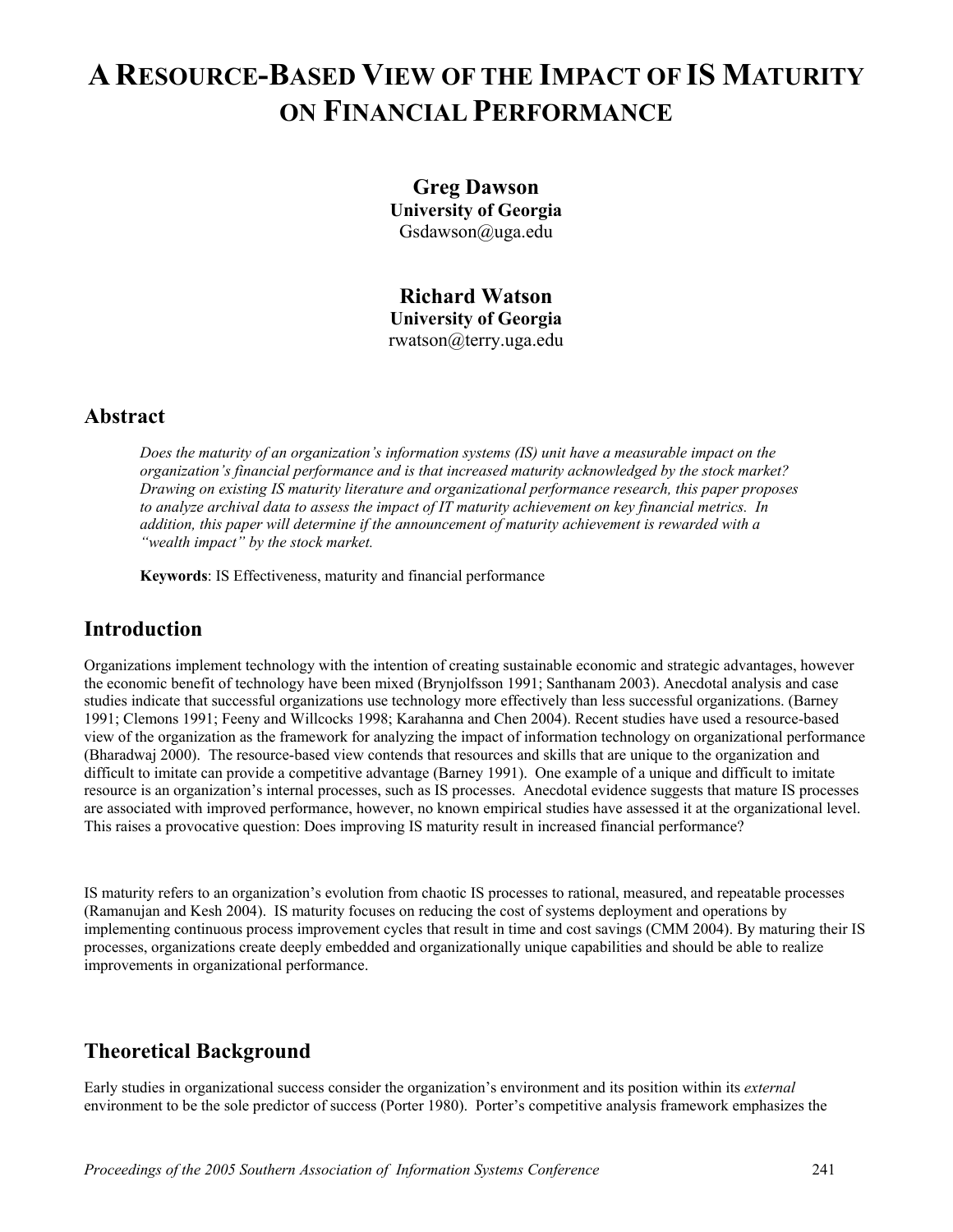# A Resource-Based View of the Impact of IS Maturity on Financial Performance

**Greg Dawson**
**University of Georgia**
Gsdawson@uga.edu

**Richard Watson**
**University of Georgia**
rwatson@terry.uga.edu

## Abstract

*Does the maturity of an organization's information systems (IS) unit have a measurable impact on the organization's financial performance and is that increased maturity acknowledged by the stock market? Drawing on existing IS maturity literature and organizational performance research, this paper proposes to analyze archival data to assess the impact of IT maturity achievement on key financial metrics. In addition, this paper will determine if the announcement of maturity achievement is rewarded with a "wealth impact" by the stock market.*

**Keywords**: IS Effectiveness, maturity and financial performance

## Introduction

Organizations implement technology with the intention of creating sustainable economic and strategic advantages, however the economic benefit of technology have been mixed (Brynjolfsson 1991; Santhanam 2003). Anecdotal analysis and case studies indicate that successful organizations use technology more effectively than less successful organizations. (Barney 1991; Clemons 1991; Feeny and Willcocks 1998; Karahanna and Chen 2004). Recent studies have used a resource-based view of the organization as the framework for analyzing the impact of information technology on organizational performance (Bharadwaj 2000). The resource-based view contends that resources and skills that are unique to the organization and difficult to imitate can provide a competitive advantage (Barney 1991). One example of a unique and difficult to imitate resource is an organization's internal processes, such as IS processes. Anecdotal evidence suggests that mature IS processes are associated with improved performance, however, no known empirical studies have assessed it at the organizational level. This raises a provocative question: Does improving IS maturity result in increased financial performance?

IS maturity refers to an organization's evolution from chaotic IS processes to rational, measured, and repeatable processes (Ramanujan and Kesh 2004). IS maturity focuses on reducing the cost of systems deployment and operations by implementing continuous process improvement cycles that result in time and cost savings (CMM 2004). By maturing their IS processes, organizations create deeply embedded and organizationally unique capabilities and should be able to realize improvements in organizational performance.

## Theoretical Background

Early studies in organizational success consider the organization's environment and its position within its *external* environment to be the sole predictor of success (Porter 1980). Porter's competitive analysis framework emphasizes the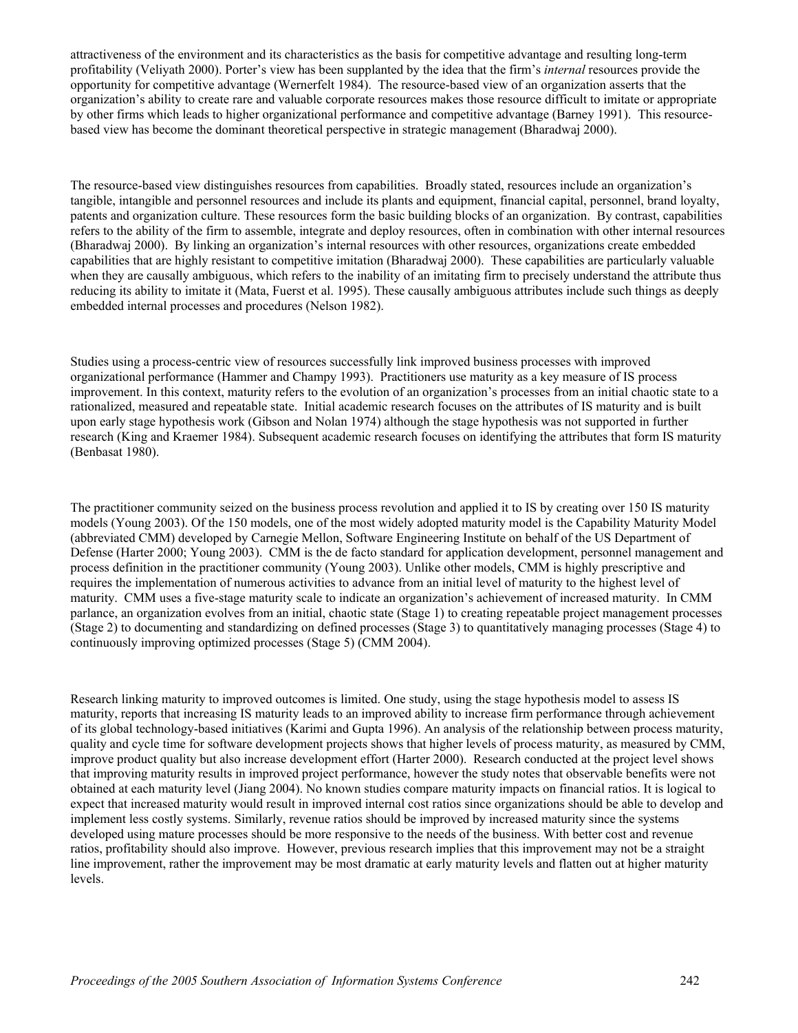attractiveness of the environment and its characteristics as the basis for competitive advantage and resulting long-term profitability (Veliyath 2000). Porter's view has been supplanted by the idea that the firm's *internal* resources provide the opportunity for competitive advantage (Wernerfelt 1984). The resource-based view of an organization asserts that the organization's ability to create rare and valuable corporate resources makes those resource difficult to imitate or appropriate by other firms which leads to higher organizational performance and competitive advantage (Barney 1991). This resource-based view has become the dominant theoretical perspective in strategic management (Bharadwaj 2000).

The resource-based view distinguishes resources from capabilities. Broadly stated, resources include an organization's tangible, intangible and personnel resources and include its plants and equipment, financial capital, personnel, brand loyalty, patents and organization culture. These resources form the basic building blocks of an organization. By contrast, capabilities refers to the ability of the firm to assemble, integrate and deploy resources, often in combination with other internal resources (Bharadwaj 2000). By linking an organization's internal resources with other resources, organizations create embedded capabilities that are highly resistant to competitive imitation (Bharadwaj 2000). These capabilities are particularly valuable when they are causally ambiguous, which refers to the inability of an imitating firm to precisely understand the attribute thus reducing its ability to imitate it (Mata, Fuerst et al. 1995). These causally ambiguous attributes include such things as deeply embedded internal processes and procedures (Nelson 1982).

Studies using a process-centric view of resources successfully link improved business processes with improved organizational performance (Hammer and Champy 1993). Practitioners use maturity as a key measure of IS process improvement. In this context, maturity refers to the evolution of an organization's processes from an initial chaotic state to a rationalized, measured and repeatable state. Initial academic research focuses on the attributes of IS maturity and is built upon early stage hypothesis work (Gibson and Nolan 1974) although the stage hypothesis was not supported in further research (King and Kraemer 1984). Subsequent academic research focuses on identifying the attributes that form IS maturity (Benbasat 1980).

The practitioner community seized on the business process revolution and applied it to IS by creating over 150 IS maturity models (Young 2003). Of the 150 models, one of the most widely adopted maturity model is the Capability Maturity Model (abbreviated CMM) developed by Carnegie Mellon, Software Engineering Institute on behalf of the US Department of Defense (Harter 2000; Young 2003). CMM is the de facto standard for application development, personnel management and process definition in the practitioner community (Young 2003). Unlike other models, CMM is highly prescriptive and requires the implementation of numerous activities to advance from an initial level of maturity to the highest level of maturity. CMM uses a five-stage maturity scale to indicate an organization's achievement of increased maturity. In CMM parlance, an organization evolves from an initial, chaotic state (Stage 1) to creating repeatable project management processes (Stage 2) to documenting and standardizing on defined processes (Stage 3) to quantitatively managing processes (Stage 4) to continuously improving optimized processes (Stage 5) (CMM 2004).

Research linking maturity to improved outcomes is limited. One study, using the stage hypothesis model to assess IS maturity, reports that increasing IS maturity leads to an improved ability to increase firm performance through achievement of its global technology-based initiatives (Karimi and Gupta 1996). An analysis of the relationship between process maturity, quality and cycle time for software development projects shows that higher levels of process maturity, as measured by CMM, improve product quality but also increase development effort (Harter 2000). Research conducted at the project level shows that improving maturity results in improved project performance, however the study notes that observable benefits were not obtained at each maturity level (Jiang 2004). No known studies compare maturity impacts on financial ratios. It is logical to expect that increased maturity would result in improved internal cost ratios since organizations should be able to develop and implement less costly systems. Similarly, revenue ratios should be improved by increased maturity since the systems developed using mature processes should be more responsive to the needs of the business. With better cost and revenue ratios, profitability should also improve. However, previous research implies that this improvement may not be a straight line improvement, rather the improvement may be most dramatic at early maturity levels and flatten out at higher maturity levels.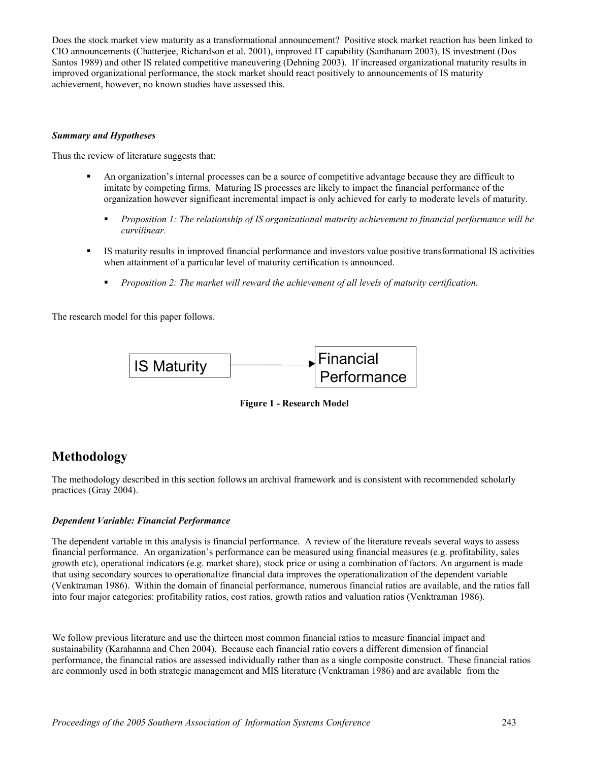Does the stock market view maturity as a transformational announcement? Positive stock market reaction has been linked to CIO announcements (Chatterjee, Richardson et al. 2001), improved IT capability (Santhanam 2003), IS investment (Dos Santos 1989) and other IS related competitive maneuvering (Dehning 2003). If increased organizational maturity results in improved organizational performance, the stock market should react positively to announcements of IS maturity achievement, however, no known studies have assessed this.

### *Summary and Hypotheses*

Thus the review of literature suggests that:

- An organization's internal processes can be a source of competitive advantage because they are difficult to imitate by competing firms. Maturing IS processes are likely to impact the financial performance of the organization however significant incremental impact is only achieved for early to moderate levels of maturity.
  - *Proposition 1: The relationship of IS organizational maturity achievement to financial performance will be curvilinear.*
- IS maturity results in improved financial performance and investors value positive transformational IS activities when attainment of a particular level of maturity certification is announced.
  - *Proposition 2: The market will reward the achievement of all levels of maturity certification.*

The research model for this paper follows.

IS Maturity → Financial Performance

**Figure 1 - Research Model**

## Methodology

The methodology described in this section follows an archival framework and is consistent with recommended scholarly practices (Gray 2004).

### *Dependent Variable: Financial Performance*

The dependent variable in this analysis is financial performance. A review of the literature reveals several ways to assess financial performance. An organization's performance can be measured using financial measures (e.g. profitability, sales growth etc), operational indicators (e.g. market share), stock price or using a combination of factors. An argument is made that using secondary sources to operationalize financial data improves the operationalization of the dependent variable (Venktraman 1986). Within the domain of financial performance, numerous financial ratios are available, and the ratios fall into four major categories: profitability ratios, cost ratios, growth ratios and valuation ratios (Venktraman 1986).

We follow previous literature and use the thirteen most common financial ratios to measure financial impact and sustainability (Karahanna and Chen 2004). Because each financial ratio covers a different dimension of financial performance, the financial ratios are assessed individually rather than as a single composite construct. These financial ratios are commonly used in both strategic management and MIS literature (Venktraman 1986) and are available from the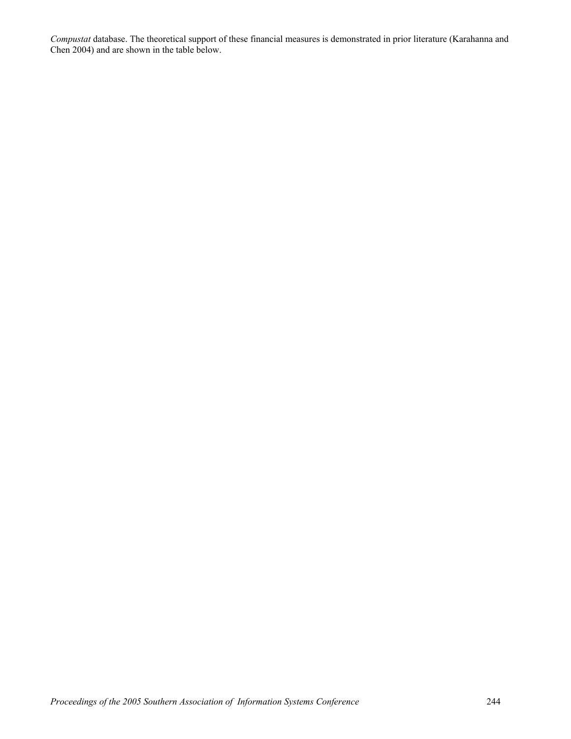*Compustat* database. The theoretical support of these financial measures is demonstrated in prior literature (Karahanna and Chen 2004) and are shown in the table below.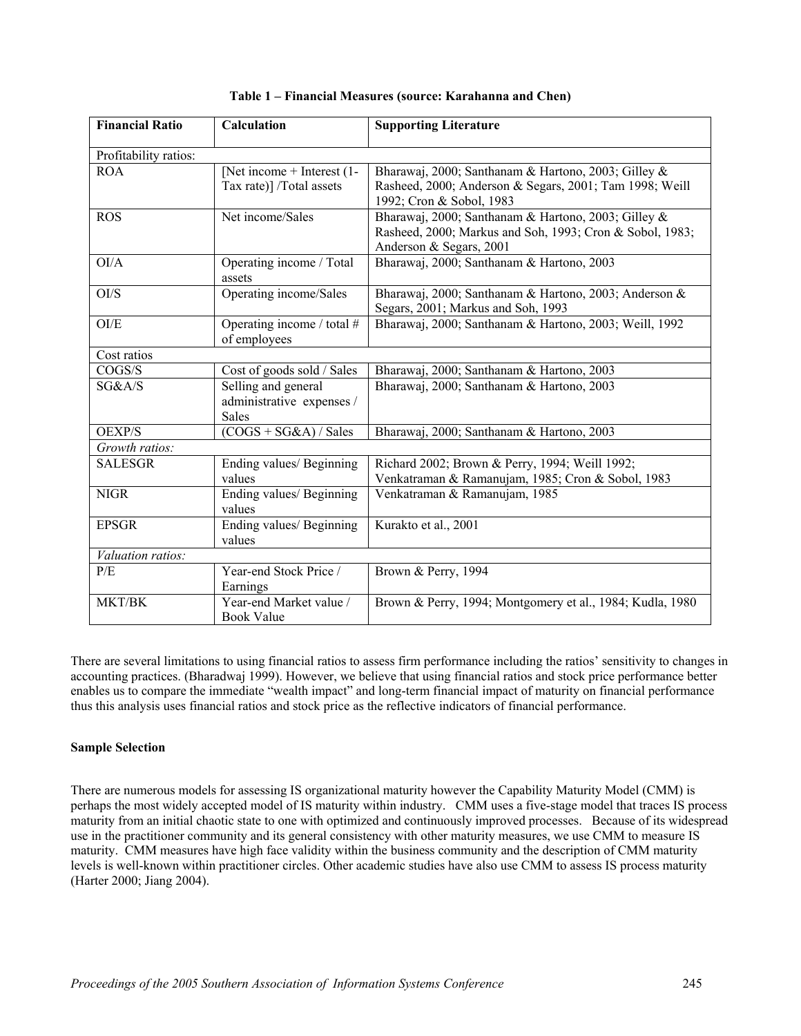**Table 1 – Financial Measures (source: Karahanna and Chen)**

| Financial Ratio | Calculation | Supporting Literature |
|---|---|---|
| Profitability ratios: | | |
| ROA | [Net income + Interest (1-Tax rate)] /Total assets | Bharawaj, 2000; Santhanam & Hartono, 2003; Gilley & Rasheed, 2000; Anderson & Segars, 2001; Tam 1998; Weill 1992; Cron & Sobol, 1983 |
| ROS | Net income/Sales | Bharawaj, 2000; Santhanam & Hartono, 2003; Gilley & Rasheed, 2000; Markus and Soh, 1993; Cron & Sobol, 1983; Anderson & Segars, 2001 |
| OI/A | Operating income / Total assets | Bharawaj, 2000; Santhanam & Hartono, 2003 |
| OI/S | Operating income/Sales | Bharawaj, 2000; Santhanam & Hartono, 2003; Anderson & Segars, 2001; Markus and Soh, 1993 |
| OI/E | Operating income / total # of employees | Bharawaj, 2000; Santhanam & Hartono, 2003; Weill, 1992 |
| Cost ratios | | |
| COGS/S | Cost of goods sold / Sales | Bharawaj, 2000; Santhanam & Hartono, 2003 |
| SG&A/S | Selling and general administrative expenses / Sales | Bharawaj, 2000; Santhanam & Hartono, 2003 |
| OEXP/S | (COGS + SG&A) / Sales | Bharawaj, 2000; Santhanam & Hartono, 2003 |
| *Growth ratios:* | | |
| SALESGR | Ending values/ Beginning values | Richard 2002; Brown & Perry, 1994; Weill 1992; Venkatraman & Ramanujam, 1985; Cron & Sobol, 1983 |
| NIGR | Ending values/ Beginning values | Venkatraman & Ramanujam, 1985 |
| EPSGR | Ending values/ Beginning values | Kurakto et al., 2001 |
| *Valuation ratios:* | | |
| P/E | Year-end Stock Price / Earnings | Brown & Perry, 1994 |
| MKT/BK | Year-end Market value / Book Value | Brown & Perry, 1994; Montgomery et al., 1984; Kudla, 1980 |

There are several limitations to using financial ratios to assess firm performance including the ratios' sensitivity to changes in accounting practices. (Bharadwaj 1999). However, we believe that using financial ratios and stock price performance better enables us to compare the immediate "wealth impact" and long-term financial impact of maturity on financial performance thus this analysis uses financial ratios and stock price as the reflective indicators of financial performance.

**Sample Selection**

There are numerous models for assessing IS organizational maturity however the Capability Maturity Model (CMM) is perhaps the most widely accepted model of IS maturity within industry. CMM uses a five-stage model that traces IS process maturity from an initial chaotic state to one with optimized and continuously improved processes. Because of its widespread use in the practitioner community and its general consistency with other maturity measures, we use CMM to measure IS maturity. CMM measures have high face validity within the business community and the description of CMM maturity levels is well-known within practitioner circles. Other academic studies have also use CMM to assess IS process maturity (Harter 2000; Jiang 2004).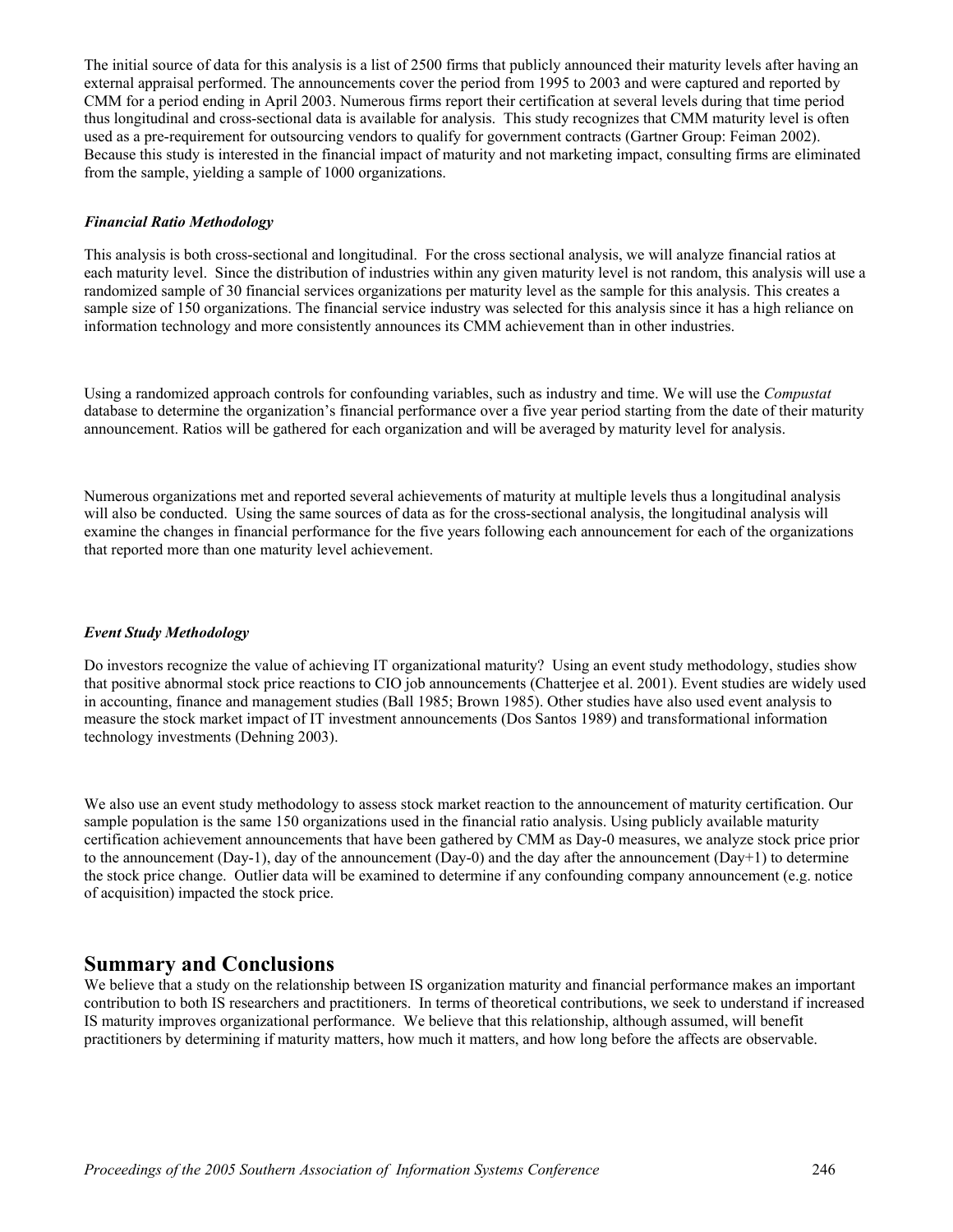The initial source of data for this analysis is a list of 2500 firms that publicly announced their maturity levels after having an external appraisal performed. The announcements cover the period from 1995 to 2003 and were captured and reported by CMM for a period ending in April 2003. Numerous firms report their certification at several levels during that time period thus longitudinal and cross-sectional data is available for analysis. This study recognizes that CMM maturity level is often used as a pre-requirement for outsourcing vendors to qualify for government contracts (Gartner Group: Feiman 2002). Because this study is interested in the financial impact of maturity and not marketing impact, consulting firms are eliminated from the sample, yielding a sample of 1000 organizations.

### *Financial Ratio Methodology*

This analysis is both cross-sectional and longitudinal. For the cross sectional analysis, we will analyze financial ratios at each maturity level. Since the distribution of industries within any given maturity level is not random, this analysis will use a randomized sample of 30 financial services organizations per maturity level as the sample for this analysis. This creates a sample size of 150 organizations. The financial service industry was selected for this analysis since it has a high reliance on information technology and more consistently announces its CMM achievement than in other industries.

Using a randomized approach controls for confounding variables, such as industry and time. We will use the *Compustat* database to determine the organization's financial performance over a five year period starting from the date of their maturity announcement. Ratios will be gathered for each organization and will be averaged by maturity level for analysis.

Numerous organizations met and reported several achievements of maturity at multiple levels thus a longitudinal analysis will also be conducted. Using the same sources of data as for the cross-sectional analysis, the longitudinal analysis will examine the changes in financial performance for the five years following each announcement for each of the organizations that reported more than one maturity level achievement.

### *Event Study Methodology*

Do investors recognize the value of achieving IT organizational maturity? Using an event study methodology, studies show that positive abnormal stock price reactions to CIO job announcements (Chatterjee et al. 2001). Event studies are widely used in accounting, finance and management studies (Ball 1985; Brown 1985). Other studies have also used event analysis to measure the stock market impact of IT investment announcements (Dos Santos 1989) and transformational information technology investments (Dehning 2003).

We also use an event study methodology to assess stock market reaction to the announcement of maturity certification. Our sample population is the same 150 organizations used in the financial ratio analysis. Using publicly available maturity certification achievement announcements that have been gathered by CMM as Day-0 measures, we analyze stock price prior to the announcement (Day-1), day of the announcement (Day-0) and the day after the announcement (Day+1) to determine the stock price change. Outlier data will be examined to determine if any confounding company announcement (e.g. notice of acquisition) impacted the stock price.

## Summary and Conclusions

We believe that a study on the relationship between IS organization maturity and financial performance makes an important contribution to both IS researchers and practitioners. In terms of theoretical contributions, we seek to understand if increased IS maturity improves organizational performance. We believe that this relationship, although assumed, will benefit practitioners by determining if maturity matters, how much it matters, and how long before the affects are observable.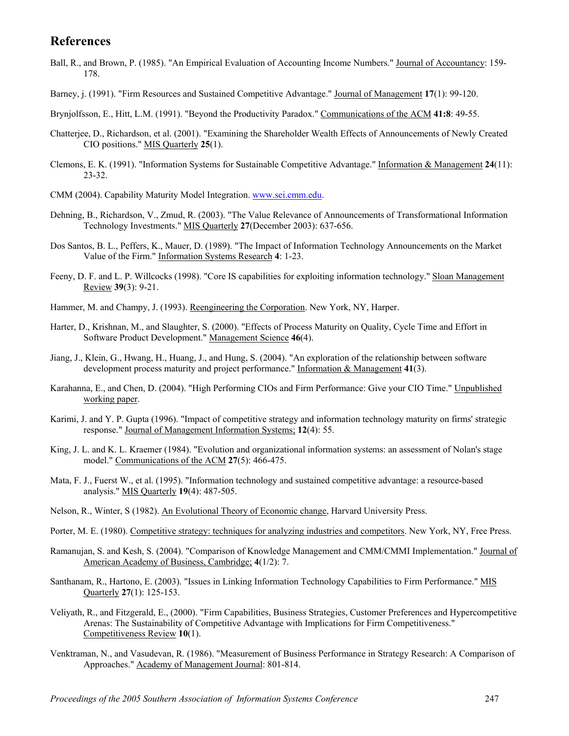## References

Ball, R., and Brown, P. (1985). "An Empirical Evaluation of Accounting Income Numbers." Journal of Accountancy: 159-178.

Barney, j. (1991). "Firm Resources and Sustained Competitive Advantage." Journal of Management **17**(1): 99-120.

Brynjolfsson, E., Hitt, L.M. (1991). "Beyond the Productivity Paradox." Communications of the ACM **41:8**: 49-55.

Chatterjee, D., Richardson, et al. (2001). "Examining the Shareholder Wealth Effects of Announcements of Newly Created CIO positions." MIS Quarterly **25**(1).

Clemons, E. K. (1991). "Information Systems for Sustainable Competitive Advantage." Information & Management **24**(11): 23-32.

CMM (2004). Capability Maturity Model Integration. www.sei.cmm.edu.

Dehning, B., Richardson, V., Zmud, R. (2003). "The Value Relevance of Announcements of Transformational Information Technology Investments." MIS Quarterly **27**(December 2003): 637-656.

Dos Santos, B. L., Peffers, K., Mauer, D. (1989). "The Impact of Information Technology Announcements on the Market Value of the Firm." Information Systems Research **4**: 1-23.

Feeny, D. F. and L. P. Willcocks (1998). "Core IS capabilities for exploiting information technology." Sloan Management Review **39**(3): 9-21.

Hammer, M. and Champy, J. (1993). Reengineering the Corporation. New York, NY, Harper.

Harter, D., Krishnan, M., and Slaughter, S. (2000). "Effects of Process Maturity on Quality, Cycle Time and Effort in Software Product Development." Management Science **46**(4).

Jiang, J., Klein, G., Hwang, H., Huang, J., and Hung, S. (2004). "An exploration of the relationship between software development process maturity and project performance." Information & Management **41**(3).

Karahanna, E., and Chen, D. (2004). "High Performing CIOs and Firm Performance: Give your CIO Time." Unpublished working paper.

Karimi, J. and Y. P. Gupta (1996). "Impact of competitive strategy and information technology maturity on firms' strategic response." Journal of Management Information Systems; **12**(4): 55.

King, J. L. and K. L. Kraemer (1984). "Evolution and organizational information systems: an assessment of Nolan's stage model." Communications of the ACM **27**(5): 466-475.

Mata, F. J., Fuerst W., et al. (1995). "Information technology and sustained competitive advantage: a resource-based analysis." MIS Quarterly **19**(4): 487-505.

Nelson, R., Winter, S (1982). An Evolutional Theory of Economic change, Harvard University Press.

Porter, M. E. (1980). Competitive strategy: techniques for analyzing industries and competitors. New York, NY, Free Press.

Ramanujan, S. and Kesh, S. (2004). "Comparison of Knowledge Management and CMM/CMMI Implementation." Journal of American Academy of Business, Cambridge; **4**(1/2): 7.

Santhanam, R., Hartono, E. (2003). "Issues in Linking Information Technology Capabilities to Firm Performance." MIS Quarterly **27**(1): 125-153.

Veliyath, R., and Fitzgerald, E., (2000). "Firm Capabilities, Business Strategies, Customer Preferences and Hypercompetitive Arenas: The Sustainability of Competitive Advantage with Implications for Firm Competitiveness." Competitiveness Review **10**(1).

Venktraman, N., and Vasudevan, R. (1986). "Measurement of Business Performance in Strategy Research: A Comparison of Approaches." Academy of Management Journal: 801-814.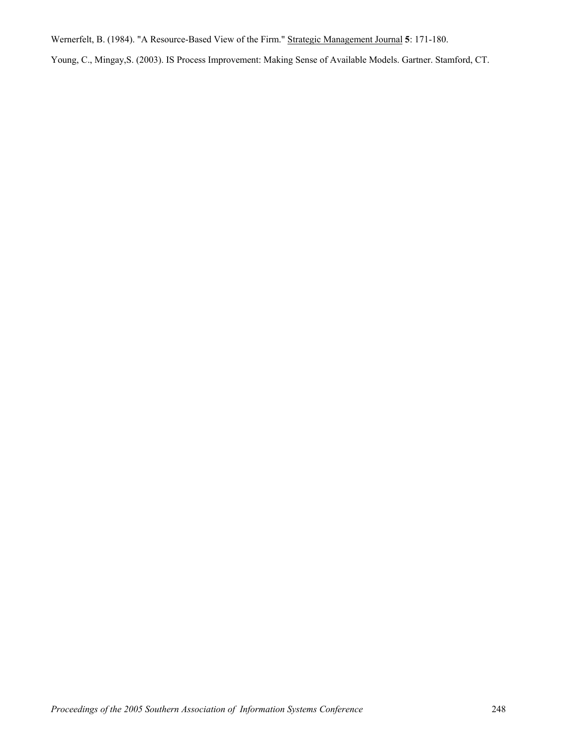Wernerfelt, B. (1984). "A Resource-Based View of the Firm." Strategic Management Journal **5**: 171-180.

Young, C., Mingay,S. (2003). IS Process Improvement: Making Sense of Available Models. Gartner. Stamford, CT.